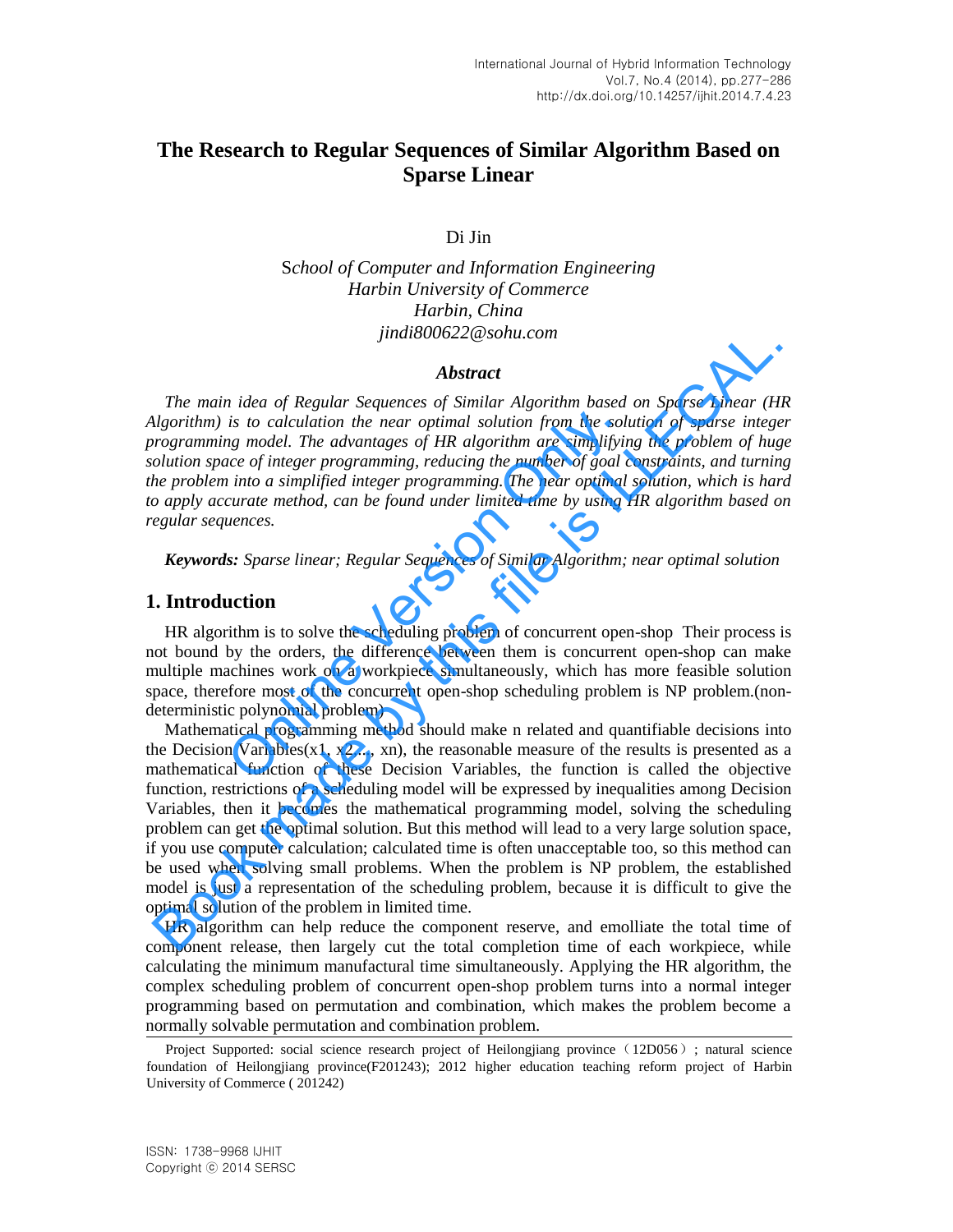# The Research to Regular Sequences of Similar Algorithm Based on Sparse Linear

Di Jin

*School of Computer and Information Engineering*
*Harbin University of Commerce*
*Harbin, China*
*jindi800622@sohu.com*

### *Abstract*

*The main idea of Regular Sequences of Similar Algorithm based on Sparse Linear (HR Algorithm) is to calculation the near optimal solution from the solution of sparse integer programming model. The advantages of HR algorithm are simplifying the problem of huge solution space of integer programming, reducing the number of goal constraints, and turning the problem into a simplified integer programming. The near optimal solution, which is hard to apply accurate method, can be found under limited time by using HR algorithm based on regular sequences.*

***Keywords:*** *Sparse linear; Regular Sequences of Similar Algorithm; near optimal solution*

## 1. Introduction

HR algorithm is to solve the scheduling problem of concurrent open-shop Their process is not bound by the orders, the difference between them is concurrent open-shop can make multiple machines work on a workpiece simultaneously, which has more feasible solution space, therefore most of the concurrent open-shop scheduling problem is NP problem.(non-deterministic polynomial problem)

Mathematical programming method should make n related and quantifiable decisions into the Decision Variables(x1, x2..., xn), the reasonable measure of the results is presented as a mathematical function of these Decision Variables, the function is called the objective function, restrictions of a scheduling model will be expressed by inequalities among Decision Variables, then it becomes the mathematical programming model, solving the scheduling problem can get the optimal solution. But this method will lead to a very large solution space, if you use computer calculation; calculated time is often unacceptable too, so this method can be used when solving small problems. When the problem is NP problem, the established model is just a representation of the scheduling problem, because it is difficult to give the optimal solution of the problem in limited time.

HR algorithm can help reduce the component reserve, and emolliate the total time of component release, then largely cut the total completion time of each workpiece, while calculating the minimum manufactural time simultaneously. Applying the HR algorithm, the complex scheduling problem of concurrent open-shop problem turns into a normal integer programming based on permutation and combination, which makes the problem become a normally solvable permutation and combination problem.

---

Project Supported: social science research project of Heilongjiang province（12D056）; natural science foundation of Heilongjiang province(F201243); 2012 higher education teaching reform project of Harbin University of Commerce ( 201242)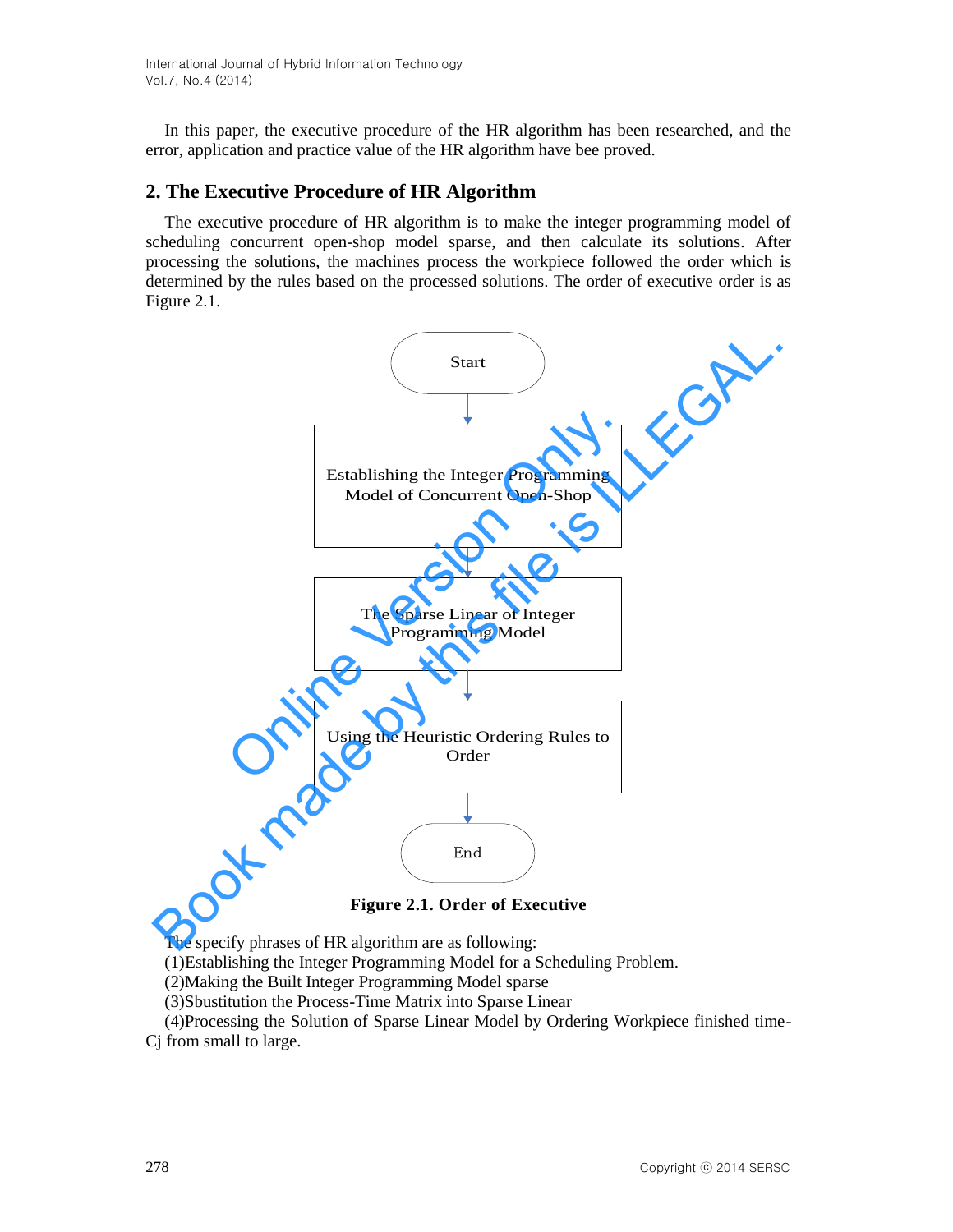In this paper, the executive procedure of the HR algorithm has been researched, and the error, application and practice value of the HR algorithm have bee proved.

## 2. The Executive Procedure of HR Algorithm

The executive procedure of HR algorithm is to make the integer programming model of scheduling concurrent open-shop model sparse, and then calculate its solutions. After processing the solutions, the machines process the workpiece followed the order which is determined by the rules based on the processed solutions. The order of executive order is as Figure 2.1.

Start

Establishing the Integer Programming Model of Concurrent Open-Shop

The Sparse Linear of Integer Programming Model

Using the Heuristic Ordering Rules to Order

End

**Figure 2.1. Order of Executive**

The specify phrases of HR algorithm are as following:

(1)Establishing the Integer Programming Model for a Scheduling Problem.

(2)Making the Built Integer Programming Model sparse

(3)Sbustitution the Process-Time Matrix into Sparse Linear

(4)Processing the Solution of Sparse Linear Model by Ordering Workpiece finished time-Cj from small to large.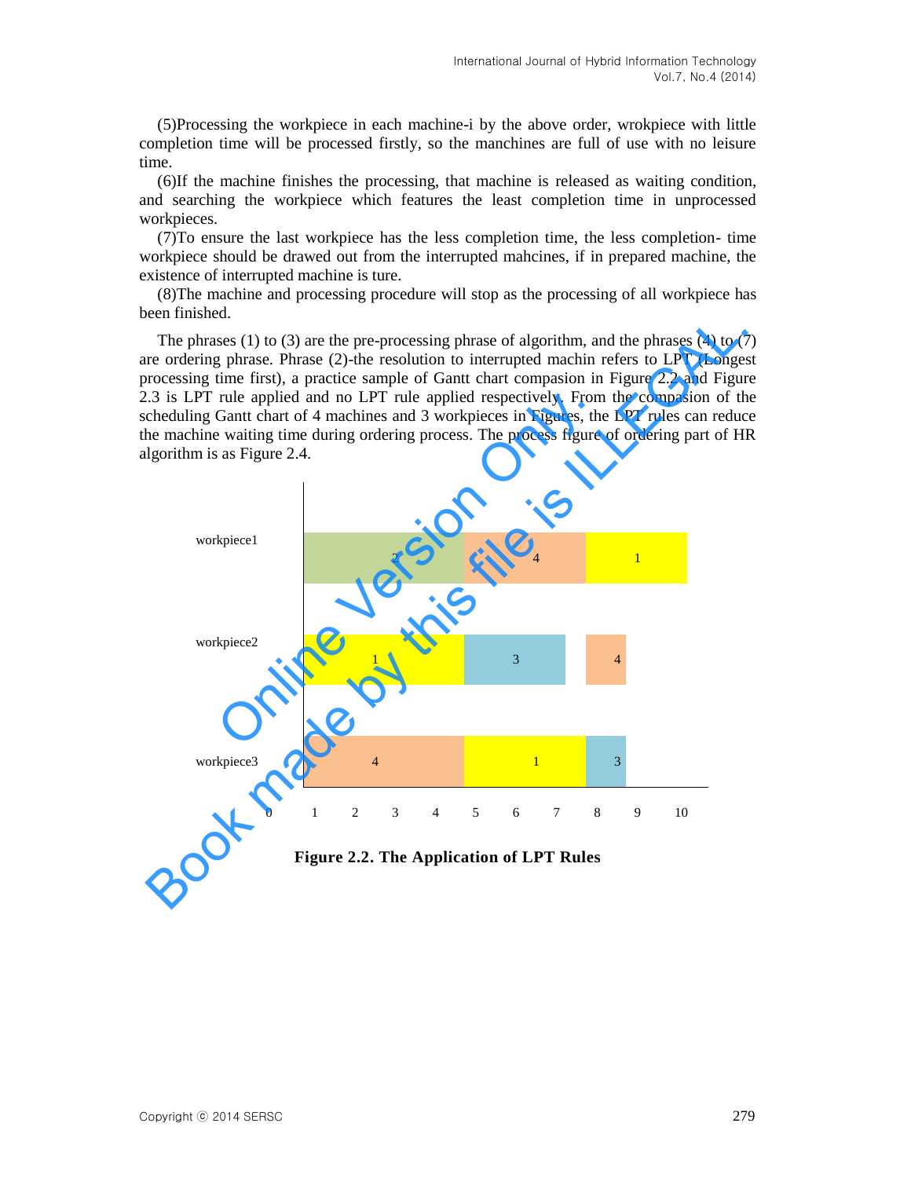(5)Processing the workpiece in each machine-i by the above order, wrokpiece with little completion time will be processed firstly, so the manchines are full of use with no leisure time.

(6)If the machine finishes the processing, that machine is released as waiting condition, and searching the workpiece which features the least completion time in unprocessed workpieces.

(7)To ensure the last workpiece has the less completion time, the less completion- time workpiece should be drawed out from the interrupted mahcines, if in prepared machine, the existence of interrupted machine is ture.

(8)The machine and processing procedure will stop as the processing of all workpiece has been finished.

The phrases (1) to (3) are the pre-processing phrase of algorithm, and the phrases (4) to (7) are ordering phrase. Phrase (2)-the resolution to interrupted machin refers to LPT (Longest processing time first), a practice sample of Gantt chart compasion in Figure 2.2 and Figure 2.3 is LPT rule applied and no LPT rule applied respectively. From the compasion of the scheduling Gantt chart of 4 machines and 3 workpieces in Figures, the LPT rules can reduce the machine waiting time during ordering process. The process figure of ordering part of HR algorithm is as Figure 2.4.

**Figure 2.2. The Application of LPT Rules**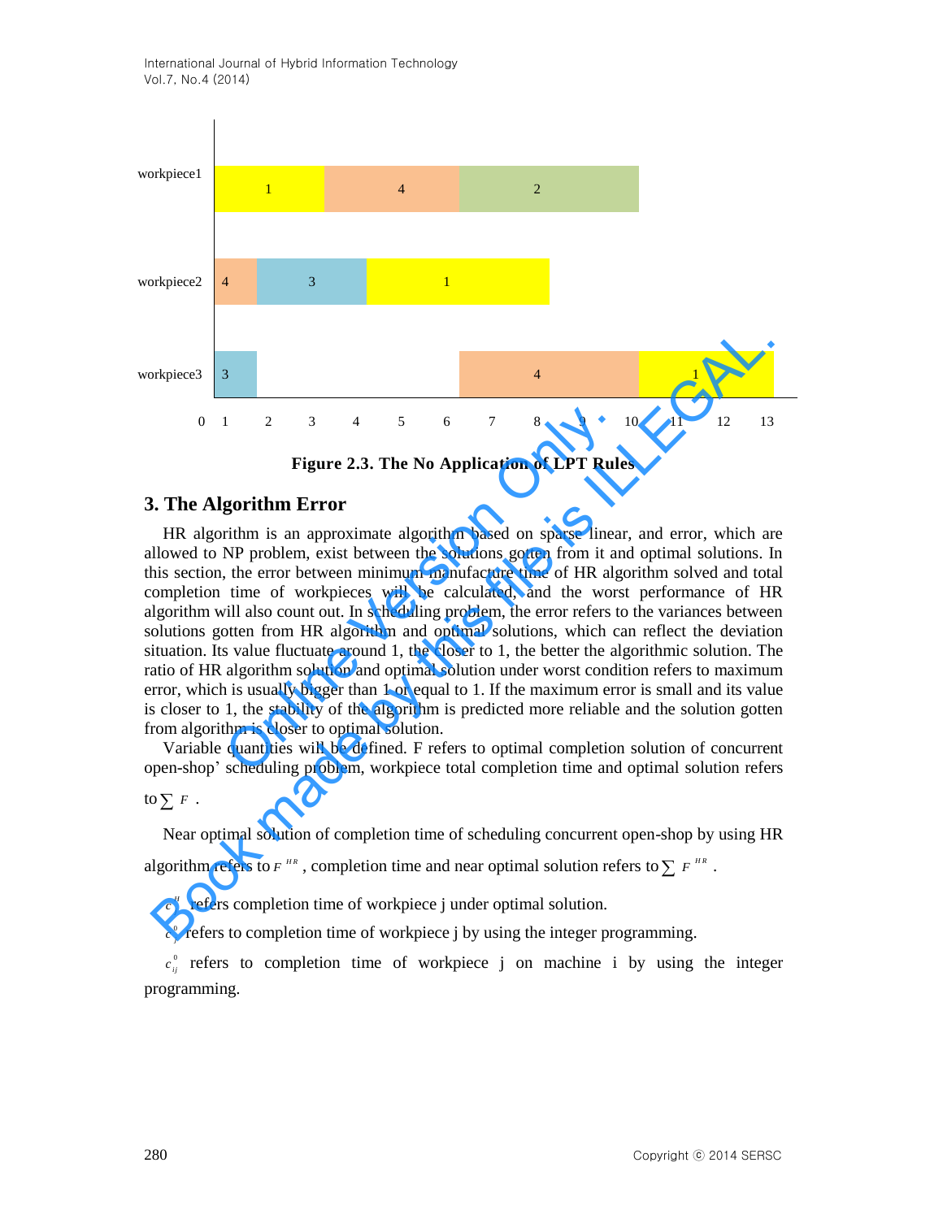**Figure 2.3. The No Application of LPT Rules**

## 3. The Algorithm Error

HR algorithm is an approximate algorithm based on sparse linear, and error, which are allowed to NP problem, exist between the solutions gotten from it and optimal solutions. In this section, the error between minimum manufacture time of HR algorithm solved and total completion time of workpieces will be calculated, and the worst performance of HR algorithm will also count out. In scheduling problem, the error refers to the variances between solutions gotten from HR algorithm and optimal solutions, which can reflect the deviation situation. Its value fluctuate around 1, the closer to 1, the better the algorithmic solution. The ratio of HR algorithm solution and optimal solution under worst condition refers to maximum error, which is usually bigger than 1 or equal to 1. If the maximum error is small and its value is closer to 1, the stability of the algorithm is predicted more reliable and the solution gotten from algorithm is closer to optimal solution.

Variable quantities will be defined. F refers to optimal completion solution of concurrent open-shop' scheduling problem, workpiece total completion time and optimal solution refers to $\sum F$ .

Near optimal solution of completion time of scheduling concurrent open-shop by using HR algorithm refers to $F^{HR}$ , completion time and near optimal solution refers to $\sum F^{HR}$ .

$c_j^H$ refers completion time of workpiece j under optimal solution.

$c_j^0$ refers to completion time of workpiece j by using the integer programming.

$c_{ij}^0$ refers to completion time of workpiece j on machine i by using the integer programming.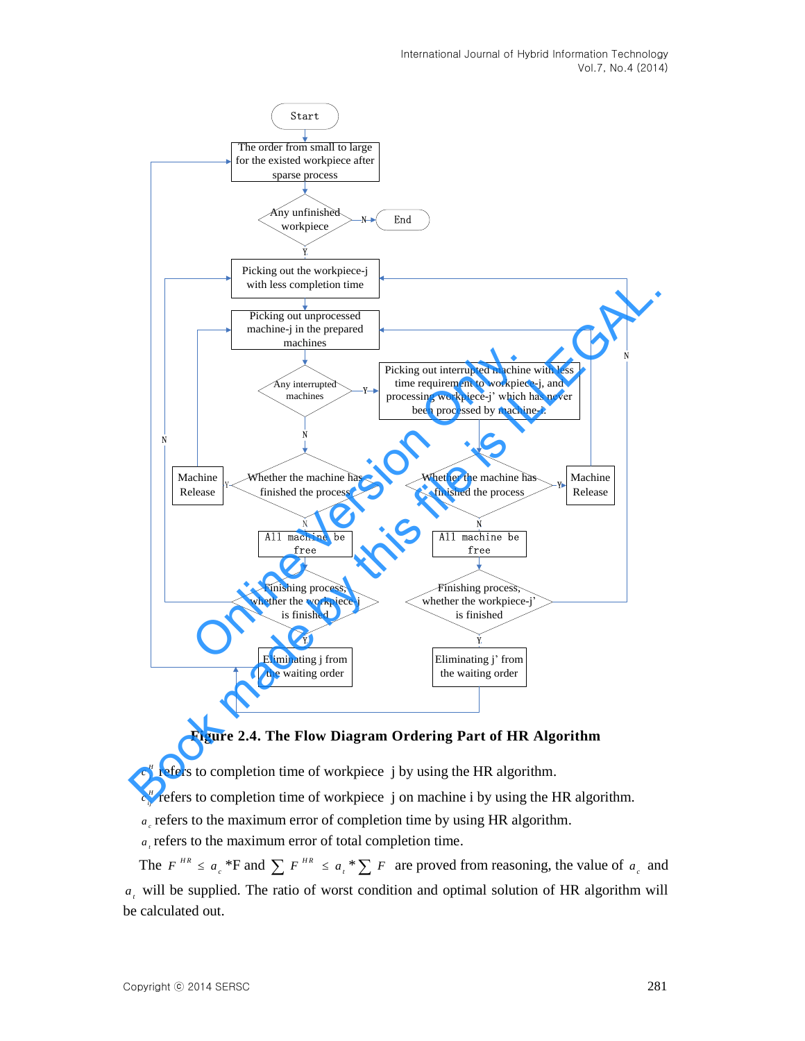**Figure 2.4. The Flow Diagram Ordering Part of HR Algorithm**

$c_j^H$ refers to completion time of workpiece j by using the HR algorithm.

$c_{ij}^H$ refers to completion time of workpiece j on machine i by using the HR algorithm.

$a_c$ refers to the maximum error of completion time by using HR algorithm.

$a_t$ refers to the maximum error of total completion time.

The $F^{HR} \le a_c$ *F and $\sum F^{HR} \le a_t * \sum F$ are proved from reasoning, the value of $a_c$ and $a_t$ will be supplied. The ratio of worst condition and optimal solution of HR algorithm will be calculated out.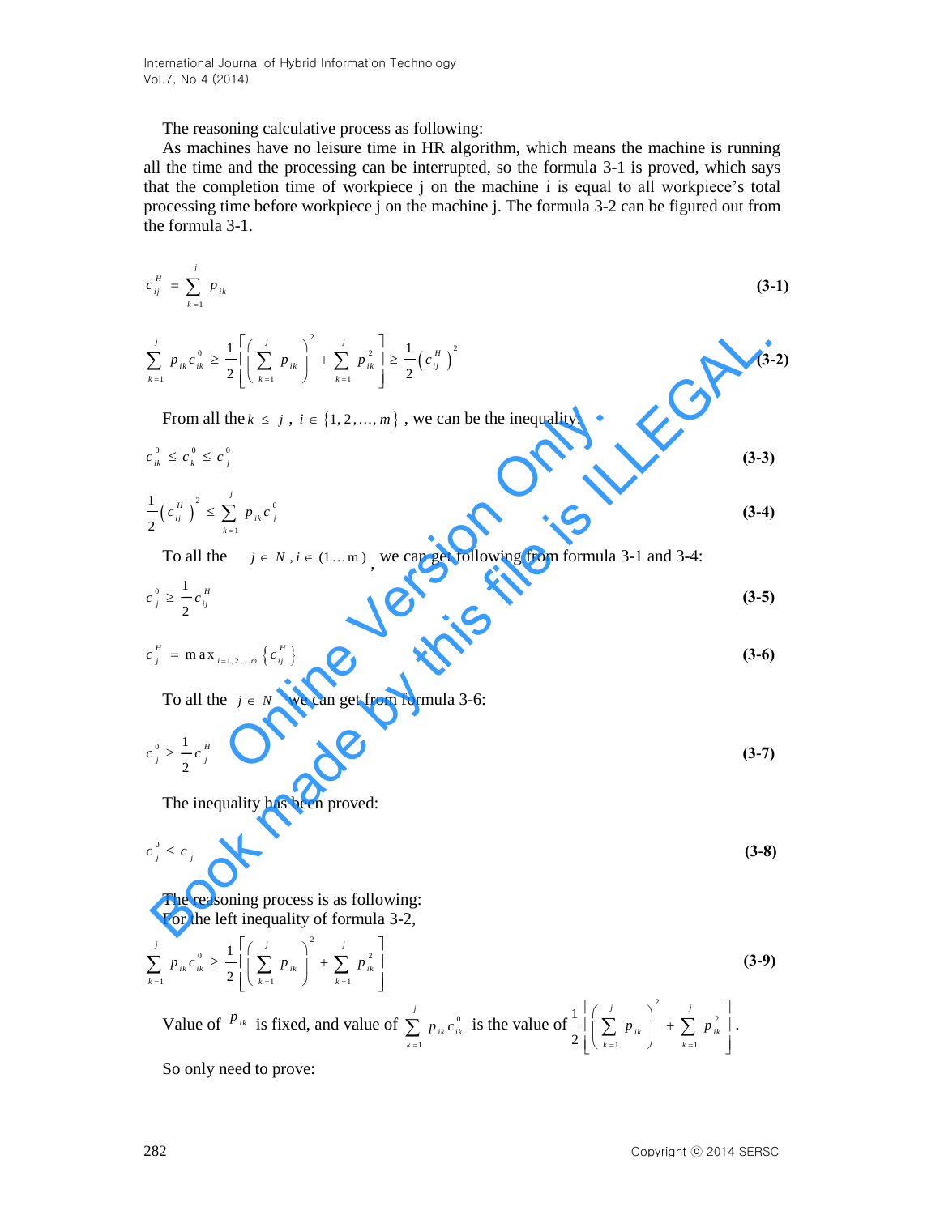The reasoning calculative process as following:

As machines have no leisure time in HR algorithm, which means the machine is running all the time and the processing can be interrupted, so the formula 3-1 is proved, which says that the completion time of workpiece j on the machine i is equal to all workpiece's total processing time before workpiece j on the machine j. The formula 3-2 can be figured out from the formula 3-1.

$$c_{ij}^{H} = \sum_{k=1}^{j} p_{ik} \tag{3-1}$$

$$\sum_{k=1}^{j} p_{ik} c_{ik}^{0} \geq \frac{1}{2}\left[\left(\sum_{k=1}^{j} p_{ik}\right)^{2} + \sum_{k=1}^{j} p_{ik}^{2}\right] \geq \frac{1}{2}\left(c_{ij}^{H}\right)^{2} \tag{3-2}$$

From all the $k \leq j$, $i \in \{1, 2, \ldots, m\}$, we can be the inequality:

$$c_{ik}^{0} \leq c_{k}^{0} \leq c_{j}^{0} \tag{3-3}$$

$$\frac{1}{2}\left(c_{ij}^{H}\right)^{2} \leq \sum_{k=1}^{j} p_{ik} c_{j}^{0} \tag{3-4}$$

To all the $j \in N, i \in (1 \ldots \mathrm{m})$, we can get following from formula 3-1 and 3-4:

$$c_{j}^{0} \geq \frac{1}{2} c_{ij}^{H} \tag{3-5}$$

$$c_{j}^{H} = \max_{i=1,2,\ldots,m}\left\{c_{ij}^{H}\right\} \tag{3-6}$$

To all the $j \in N$ we can get from formula 3-6:

$$c_{j}^{0} \geq \frac{1}{2} c_{j}^{H} \tag{3-7}$$

The inequality has been proved:

$$c_{j}^{0} \leq c_{j} \tag{3-8}$$

The reasoning process is as following:

For the left inequality of formula 3-2,

$$\sum_{k=1}^{j} p_{ik} c_{ik}^{0} \geq \frac{1}{2}\left[\left(\sum_{k=1}^{j} p_{ik}\right)^{2} + \sum_{k=1}^{j} p_{ik}^{2}\right] \tag{3-9}$$

Value of $p_{ik}$ is fixed, and value of $\sum_{k=1}^{j} p_{ik} c_{ik}^{0}$ is the value of $\frac{1}{2}\left[\left(\sum_{k=1}^{j} p_{ik}\right)^{2} + \sum_{k=1}^{j} p_{ik}^{2}\right]$.

So only need to prove: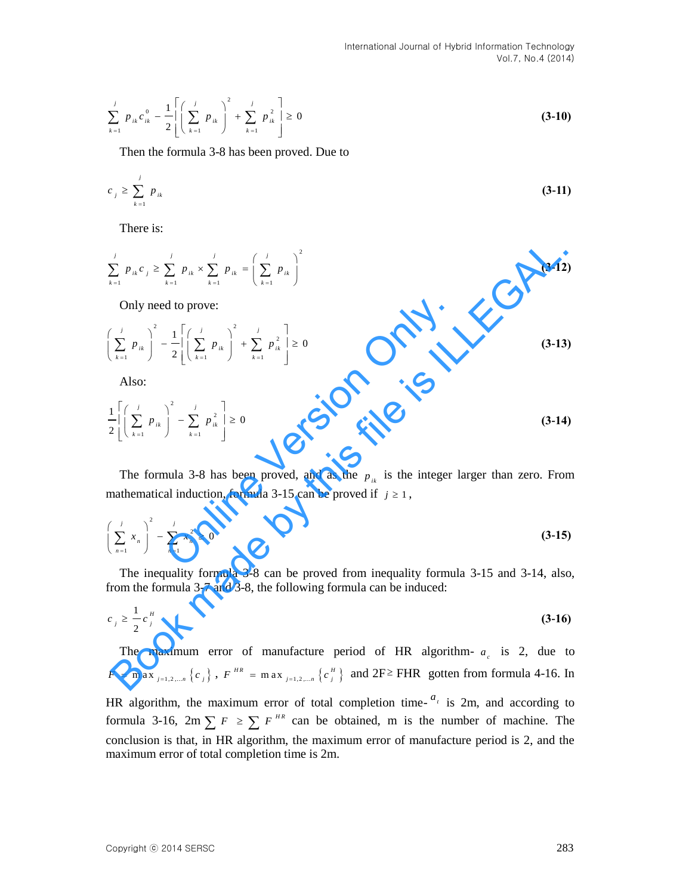$$\sum_{k=1}^{j} p_{ik} c_{ik}^{0} - \frac{1}{2}\left[\left(\sum_{k=1}^{j} p_{ik}\right)^2 + \sum_{k=1}^{j} p_{ik}^2\right] \geq 0 \quad \textbf{(3-10)}$$

Then the formula 3-8 has been proved. Due to

$$c_j \geq \sum_{k=1}^{j} p_{ik} \quad \textbf{(3-11)}$$

There is:

$$\sum_{k=1}^{j} p_{ik} c_j \geq \sum_{k=1}^{j} p_{ik} \times \sum_{k=1}^{j} p_{ik} = \left(\sum_{k=1}^{j} p_{ik}\right)^2 \quad \textbf{(3-12)}$$

Only need to prove:

$$\left(\sum_{k=1}^{j} p_{ik}\right)^2 - \frac{1}{2}\left[\left(\sum_{k=1}^{j} p_{ik}\right)^2 + \sum_{k=1}^{j} p_{ik}^2\right] \geq 0 \quad \textbf{(3-13)}$$

Also:

$$\frac{1}{2}\left[\left(\sum_{k=1}^{j} p_{ik}\right)^2 - \sum_{k=1}^{j} p_{ik}^2\right] \geq 0 \quad \textbf{(3-14)}$$

The formula 3-8 has been proved, and as the $p_{ik}$ is the integer larger than zero. From mathematical induction, formula 3-15 can be proved if $j \geq 1$,

$$\left(\sum_{n=1}^{j} x_n\right)^2 - \sum_{n=1}^{j} x_n^2 \geq 0 \quad \textbf{(3-15)}$$

The inequality formula 3-8 can be proved from inequality formula 3-15 and 3-14, also, from the formula 3-7 and 3-8, the following formula can be induced:

$$c_j \geq \frac{1}{2} c_j^H \quad \textbf{(3-16)}$$

The maximum error of manufacture period of HR algorithm- $a_c$ is 2, due to $F = \max_{j=1,2,\ldots,n}\{c_j\}$, $F^{HR} = \max_{j=1,2,\ldots,n}\{c_j^H\}$ and 2F≥ FHR gotten from formula 4-16. In HR algorithm, the maximum error of total completion time- $a_t$ is 2m, and according to formula 3-16, 2m $\sum F \geq \sum F^{HR}$ can be obtained, m is the number of machine. The conclusion is that, in HR algorithm, the maximum error of manufacture period is 2, and the maximum error of total completion time is 2m.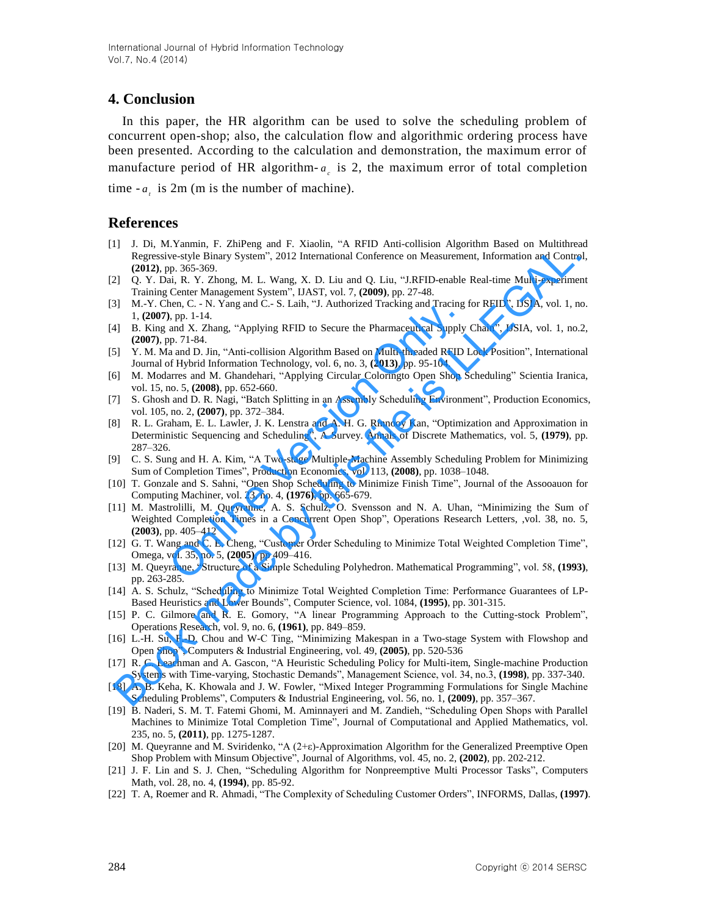## 4. Conclusion

In this paper, the HR algorithm can be used to solve the scheduling problem of concurrent open-shop; also, the calculation flow and algorithmic ordering process have been presented. According to the calculation and demonstration, the maximum error of manufacture period of HR algorithm-$a_c$ is 2, the maximum error of total completion time -$a_t$ is 2m (m is the number of machine).

## References

[1] J. Di, M.Yanmin, F. ZhiPeng and F. Xiaolin, "A RFID Anti-collision Algorithm Based on Multithread Regressive-style Binary System", 2012 International Conference on Measurement, Information and Control, **(2012)**, pp. 365-369.

[2] Q. Y. Dai, R. Y. Zhong, M. L. Wang, X. D. Liu and Q. Liu, "J.RFID-enable Real-time Multi-experiment Training Center Management System", IJAST, vol. 7, **(2009)**, pp. 27-48.

[3] M.-Y. Chen, C. - N. Yang and C.- S. Laih, "J. Authorized Tracking and Tracing for RFID", IJSIA, vol. 1, no. 1, **(2007)**, pp. 1-14.

[4] B. King and X. Zhang, "Applying RFID to Secure the Pharmaceutical Supply Chain", IJSIA, vol. 1, no.2, **(2007)**, pp. 71-84.

[5] Y. M. Ma and D. Jin, "Anti-collision Algorithm Based on Multi-threaded RFID Lock Position", International Journal of Hybrid Information Technology, vol. 6, no. 3, **(2013)**, pp. 95-104.

[6] M. Modarres and M. Ghandehari, "Applying Circular Coloringto Open Shop Scheduling" Scientia Iranica, vol. 15, no. 5, **(2008)**, pp. 652-660.

[7] S. Ghosh and D. R. Nagi, "Batch Splitting in an Assembly Scheduling Environment", Production Economics, vol. 105, no. 2, **(2007)**, pp. 372–384.

[8] R. L. Graham, E. L. Lawler, J. K. Lenstra and A. H. G. Rinnooy Kan, "Optimization and Approximation in Deterministic Sequencing and Scheduling", A Survey. Annals of Discrete Mathematics, vol. 5, **(1979)**, pp. 287–326.

[9] C. S. Sung and H. A. Kim, "A Two-stage Multiple-Machine Assembly Scheduling Problem for Minimizing Sum of Completion Times", Production Economics, vol. 113, **(2008)**, pp. 1038–1048.

[10] T. Gonzale and S. Sahni, "Open Shop Scheduling to Minimize Finish Time", Journal of the Assooauon for Computing Machiner, vol. 23, no. 4, **(1976)**, pp. 665-679.

[11] M. Mastrolilli, M. Queyranne, A. S. Schulz, O. Svensson and N. A. Uhan, "Minimizing the Sum of Weighted Completion Times in a Concurrent Open Shop", Operations Research Letters, ,vol. 38, no. 5, **(2003)**, pp. 405–412

[12] G. T. Wang and C. E. Cheng, "Customer Order Scheduling to Minimize Total Weighted Completion Time", Omega, vol. 35, no. 5, **(2005)**, pp. 409–416.

[13] M. Queyranne, "Structure of a Simple Scheduling Polyhedron. Mathematical Programming", vol. 58, **(1993)**, pp. 263-285.

[14] A. S. Schulz, "Scheduling to Minimize Total Weighted Completion Time: Performance Guarantees of LP-Based Heuristics and Lower Bounds", Computer Science, vol. 1084, **(1995)**, pp. 301-315.

[15] P. C. Gilmore and R. E. Gomory, "A linear Programming Approach to the Cutting-stock Problem", Operations Research, vol. 9, no. 6, **(1961)**, pp. 849–859.

[16] L.-H. Su, F.-D. Chou and W-C Ting, "Minimizing Makespan in a Two-stage System with Flowshop and Open Shop", Computers & Industrial Engineering, vol. 49, **(2005)**, pp. 520-536

[17] R. C. Leachman and A. Gascon, "A Heuristic Scheduling Policy for Multi-item, Single-machine Production Systems with Time-varying, Stochastic Demands", Management Science, vol. 34, no.3, **(1998)**, pp. 337-340.

[18] A. B. Keha, K. Khowala and J. W. Fowler, "Mixed Integer Programming Formulations for Single Machine Scheduling Problems", Computers & Industrial Engineering, vol. 56, no. 1, **(2009)**, pp. 357–367.

[19] B. Naderi, S. M. T. Fatemi Ghomi, M. Aminnayeri and M. Zandieh, "Scheduling Open Shops with Parallel Machines to Minimize Total Completion Time", Journal of Computational and Applied Mathematics, vol. 235, no. 5, **(2011)**, pp. 1275-1287.

[20] M. Queyranne and M. Sviridenko, "A (2+ε)-Approximation Algorithm for the Generalized Preemptive Open Shop Problem with Minsum Objective", Journal of Algorithms, vol. 45, no. 2, **(2002)**, pp. 202-212.

[21] J. F. Lin and S. J. Chen, "Scheduling Algorithm for Nonpreemptive Multi Processor Tasks", Computers Math, vol. 28, no. 4, **(1994)**, pp. 85-92.

[22] T. A, Roemer and R. Ahmadi, "The Complexity of Scheduling Customer Orders", INFORMS, Dallas, **(1997)**.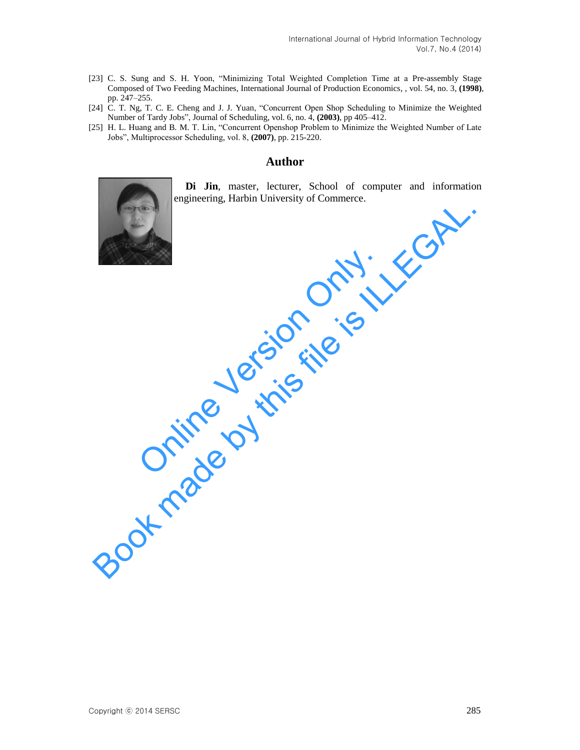[23] C. S. Sung and S. H. Yoon, “Minimizing Total Weighted Completion Time at a Pre-assembly Stage Composed of Two Feeding Machines, International Journal of Production Economics, , vol. 54, no. 3, **(1998)**, pp. 247–255.

[24] C. T. Ng, T. C. E. Cheng and J. J. Yuan, “Concurrent Open Shop Scheduling to Minimize the Weighted Number of Tardy Jobs”, Journal of Scheduling, vol. 6, no. 4, **(2003)**, pp 405–412.

[25] H. L. Huang and B. M. T. Lin, “Concurrent Openshop Problem to Minimize the Weighted Number of Late Jobs”, Multiprocessor Scheduling, vol. 8, **(2007)**, pp. 215-220.

## Author

**Di Jin**, master, lecturer, School of computer and information engineering, Harbin University of Commerce.